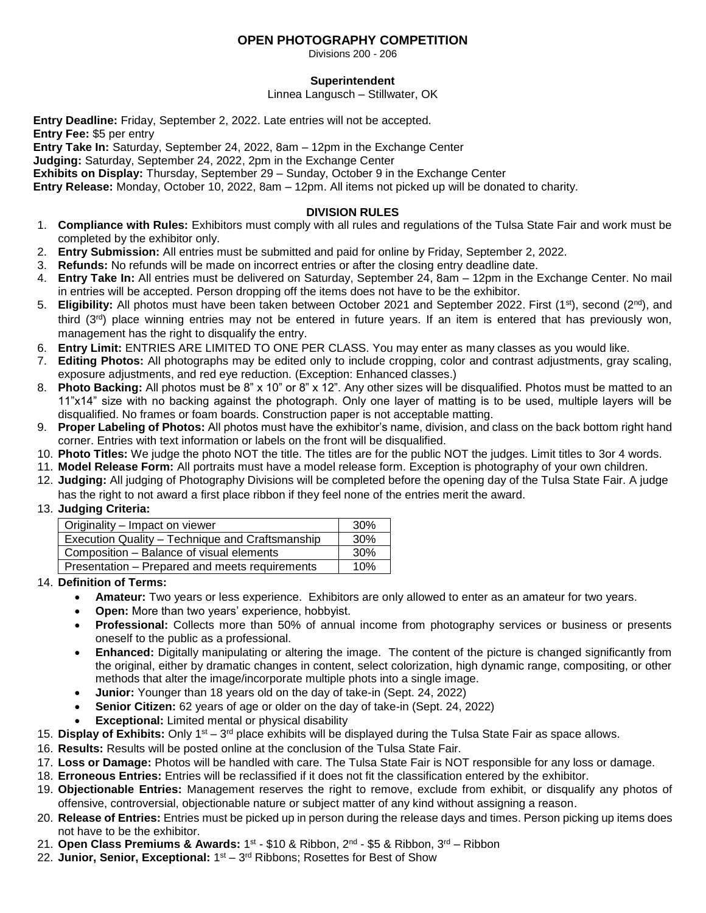# OPEN PHOTOGRAPHY COMPETITION

Divisions 200 - 206

**Superintendent**

Linnea Langusch – Stillwater, OK

**Entry Deadline:** Friday, September 2, 2022. Late entries will not be accepted.
**Entry Fee:** $5 per entry
**Entry Take In:** Saturday, September 24, 2022, 8am – 12pm in the Exchange Center
**Judging:** Saturday, September 24, 2022, 2pm in the Exchange Center
**Exhibits on Display:** Thursday, September 29 – Sunday, October 9 in the Exchange Center
**Entry Release:** Monday, October 10, 2022, 8am – 12pm. All items not picked up will be donated to charity.

## DIVISION RULES

1. **Compliance with Rules:** Exhibitors must comply with all rules and regulations of the Tulsa State Fair and work must be completed by the exhibitor only.
2. **Entry Submission:** All entries must be submitted and paid for online by Friday, September 2, 2022.
3. **Refunds:** No refunds will be made on incorrect entries or after the closing entry deadline date.
4. **Entry Take In:** All entries must be delivered on Saturday, September 24, 8am – 12pm in the Exchange Center. No mail in entries will be accepted. Person dropping off the items does not have to be the exhibitor.
5. **Eligibility:** All photos must have been taken between October 2021 and September 2022. First (1st), second (2nd), and third (3rd) place winning entries may not be entered in future years. If an item is entered that has previously won, management has the right to disqualify the entry.
6. **Entry Limit:** ENTRIES ARE LIMITED TO ONE PER CLASS. You may enter as many classes as you would like.
7. **Editing Photos:** All photographs may be edited only to include cropping, color and contrast adjustments, gray scaling, exposure adjustments, and red eye reduction. (Exception: Enhanced classes.)
8. **Photo Backing:** All photos must be 8" x 10" or 8" x 12". Any other sizes will be disqualified. Photos must be matted to an 11"x14" size with no backing against the photograph. Only one layer of matting is to be used, multiple layers will be disqualified. No frames or foam boards. Construction paper is not acceptable matting.
9. **Proper Labeling of Photos:** All photos must have the exhibitor's name, division, and class on the back bottom right hand corner. Entries with text information or labels on the front will be disqualified.
10. **Photo Titles:** We judge the photo NOT the title. The titles are for the public NOT the judges. Limit titles to 3or 4 words.
11. **Model Release Form:** All portraits must have a model release form. Exception is photography of your own children.
12. **Judging:** All judging of Photography Divisions will be completed before the opening day of the Tulsa State Fair. A judge has the right to not award a first place ribbon if they feel none of the entries merit the award.
13. **Judging Criteria:**

| Criteria | Weight |
|---|---|
| Originality – Impact on viewer | 30% |
| Execution Quality – Technique and Craftsmanship | 30% |
| Composition – Balance of visual elements | 30% |
| Presentation – Prepared and meets requirements | 10% |

14. **Definition of Terms:**
    - **Amateur:** Two years or less experience. Exhibitors are only allowed to enter as an amateur for two years.
    - **Open:** More than two years' experience, hobbyist.
    - **Professional:** Collects more than 50% of annual income from photography services or business or presents oneself to the public as a professional.
    - **Enhanced:** Digitally manipulating or altering the image. The content of the picture is changed significantly from the original, either by dramatic changes in content, select colorization, high dynamic range, compositing, or other methods that alter the image/incorporate multiple phots into a single image.
    - **Junior:** Younger than 18 years old on the day of take-in (Sept. 24, 2022)
    - **Senior Citizen:** 62 years of age or older on the day of take-in (Sept. 24, 2022)
    - **Exceptional:** Limited mental or physical disability
15. **Display of Exhibits:** Only 1st – 3rd place exhibits will be displayed during the Tulsa State Fair as space allows.
16. **Results:** Results will be posted online at the conclusion of the Tulsa State Fair.
17. **Loss or Damage:** Photos will be handled with care. The Tulsa State Fair is NOT responsible for any loss or damage.
18. **Erroneous Entries:** Entries will be reclassified if it does not fit the classification entered by the exhibitor.
19. **Objectionable Entries:** Management reserves the right to remove, exclude from exhibit, or disqualify any photos of offensive, controversial, objectionable nature or subject matter of any kind without assigning a reason.
20. **Release of Entries:** Entries must be picked up in person during the release days and times. Person picking up items does not have to be the exhibitor.
21. **Open Class Premiums & Awards:** 1st - $10 & Ribbon, 2nd - $5 & Ribbon, 3rd – Ribbon
22. **Junior, Senior, Exceptional:** 1st – 3rd Ribbons; Rosettes for Best of Show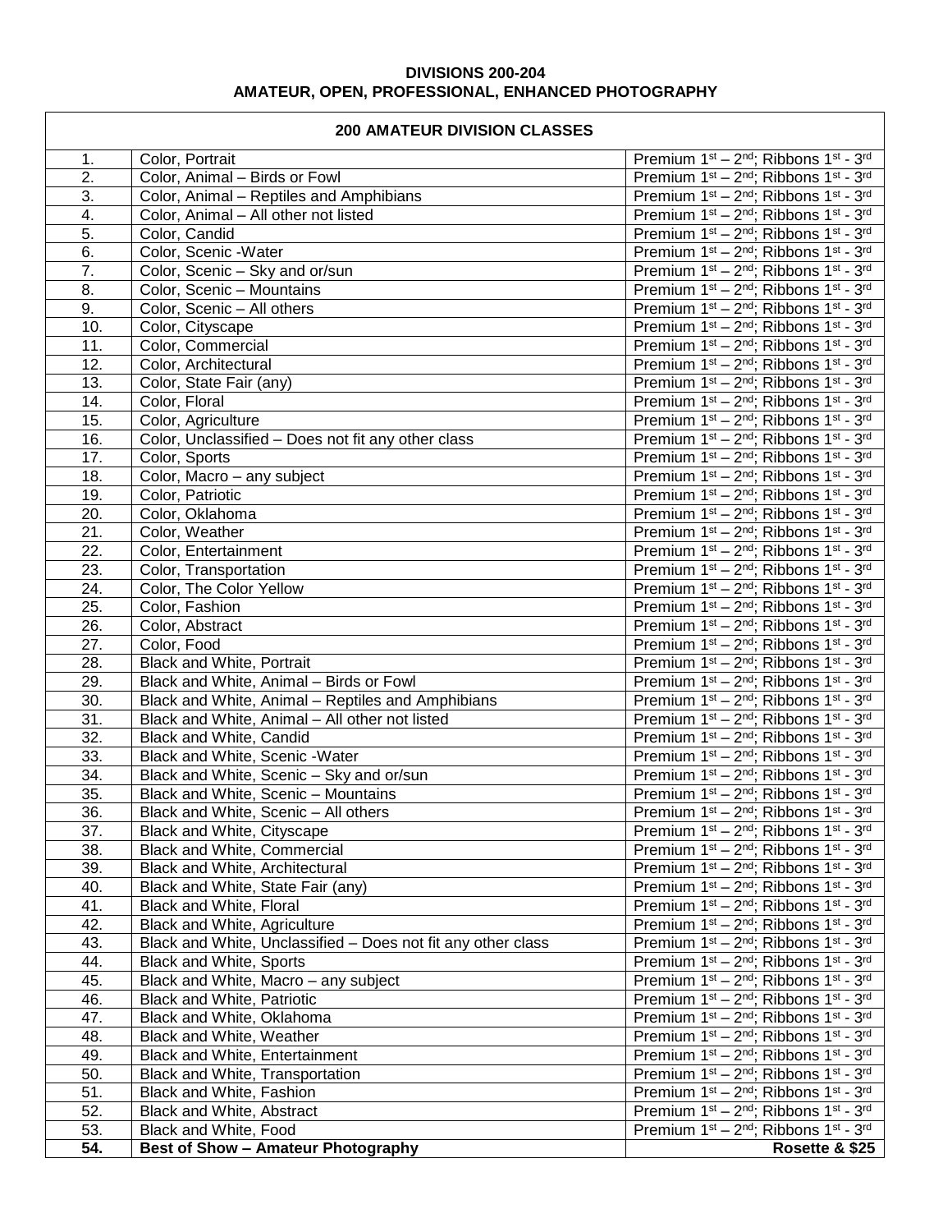**DIVISIONS 200-204**
**AMATEUR, OPEN, PROFESSIONAL, ENHANCED PHOTOGRAPHY**

| **200 AMATEUR DIVISION CLASSES** | | |
|---|---|---|
| 1. | Color, Portrait | Premium 1st – 2nd; Ribbons 1st - 3rd |
| 2. | Color, Animal – Birds or Fowl | Premium 1st – 2nd; Ribbons 1st - 3rd |
| 3. | Color, Animal – Reptiles and Amphibians | Premium 1st – 2nd; Ribbons 1st - 3rd |
| 4. | Color, Animal – All other not listed | Premium 1st – 2nd; Ribbons 1st - 3rd |
| 5. | Color, Candid | Premium 1st – 2nd; Ribbons 1st - 3rd |
| 6. | Color, Scenic -Water | Premium 1st – 2nd; Ribbons 1st - 3rd |
| 7. | Color, Scenic – Sky and or/sun | Premium 1st – 2nd; Ribbons 1st - 3rd |
| 8. | Color, Scenic – Mountains | Premium 1st – 2nd; Ribbons 1st - 3rd |
| 9. | Color, Scenic – All others | Premium 1st – 2nd; Ribbons 1st - 3rd |
| 10. | Color, Cityscape | Premium 1st – 2nd; Ribbons 1st - 3rd |
| 11. | Color, Commercial | Premium 1st – 2nd; Ribbons 1st - 3rd |
| 12. | Color, Architectural | Premium 1st – 2nd; Ribbons 1st - 3rd |
| 13. | Color, State Fair (any) | Premium 1st – 2nd; Ribbons 1st - 3rd |
| 14. | Color, Floral | Premium 1st – 2nd; Ribbons 1st - 3rd |
| 15. | Color, Agriculture | Premium 1st – 2nd; Ribbons 1st - 3rd |
| 16. | Color, Unclassified – Does not fit any other class | Premium 1st – 2nd; Ribbons 1st - 3rd |
| 17. | Color, Sports | Premium 1st – 2nd; Ribbons 1st - 3rd |
| 18. | Color, Macro – any subject | Premium 1st – 2nd; Ribbons 1st - 3rd |
| 19. | Color, Patriotic | Premium 1st – 2nd; Ribbons 1st - 3rd |
| 20. | Color, Oklahoma | Premium 1st – 2nd; Ribbons 1st - 3rd |
| 21. | Color, Weather | Premium 1st – 2nd; Ribbons 1st - 3rd |
| 22. | Color, Entertainment | Premium 1st – 2nd; Ribbons 1st - 3rd |
| 23. | Color, Transportation | Premium 1st – 2nd; Ribbons 1st - 3rd |
| 24. | Color, The Color Yellow | Premium 1st – 2nd; Ribbons 1st - 3rd |
| 25. | Color, Fashion | Premium 1st – 2nd; Ribbons 1st - 3rd |
| 26. | Color, Abstract | Premium 1st – 2nd; Ribbons 1st - 3rd |
| 27. | Color, Food | Premium 1st – 2nd; Ribbons 1st - 3rd |
| 28. | Black and White, Portrait | Premium 1st – 2nd; Ribbons 1st - 3rd |
| 29. | Black and White, Animal – Birds or Fowl | Premium 1st – 2nd; Ribbons 1st - 3rd |
| 30. | Black and White, Animal – Reptiles and Amphibians | Premium 1st – 2nd; Ribbons 1st - 3rd |
| 31. | Black and White, Animal – All other not listed | Premium 1st – 2nd; Ribbons 1st - 3rd |
| 32. | Black and White, Candid | Premium 1st – 2nd; Ribbons 1st - 3rd |
| 33. | Black and White, Scenic -Water | Premium 1st – 2nd; Ribbons 1st - 3rd |
| 34. | Black and White, Scenic – Sky and or/sun | Premium 1st – 2nd; Ribbons 1st - 3rd |
| 35. | Black and White, Scenic – Mountains | Premium 1st – 2nd; Ribbons 1st - 3rd |
| 36. | Black and White, Scenic – All others | Premium 1st – 2nd; Ribbons 1st - 3rd |
| 37. | Black and White, Cityscape | Premium 1st – 2nd; Ribbons 1st - 3rd |
| 38. | Black and White, Commercial | Premium 1st – 2nd; Ribbons 1st - 3rd |
| 39. | Black and White, Architectural | Premium 1st – 2nd; Ribbons 1st - 3rd |
| 40. | Black and White, State Fair (any) | Premium 1st – 2nd; Ribbons 1st - 3rd |
| 41. | Black and White, Floral | Premium 1st – 2nd; Ribbons 1st - 3rd |
| 42. | Black and White, Agriculture | Premium 1st – 2nd; Ribbons 1st - 3rd |
| 43. | Black and White, Unclassified – Does not fit any other class | Premium 1st – 2nd; Ribbons 1st - 3rd |
| 44. | Black and White, Sports | Premium 1st – 2nd; Ribbons 1st - 3rd |
| 45. | Black and White, Macro – any subject | Premium 1st – 2nd; Ribbons 1st - 3rd |
| 46. | Black and White, Patriotic | Premium 1st – 2nd; Ribbons 1st - 3rd |
| 47. | Black and White, Oklahoma | Premium 1st – 2nd; Ribbons 1st - 3rd |
| 48. | Black and White, Weather | Premium 1st – 2nd; Ribbons 1st - 3rd |
| 49. | Black and White, Entertainment | Premium 1st – 2nd; Ribbons 1st - 3rd |
| 50. | Black and White, Transportation | Premium 1st – 2nd; Ribbons 1st - 3rd |
| 51. | Black and White, Fashion | Premium 1st – 2nd; Ribbons 1st - 3rd |
| 52. | Black and White, Abstract | Premium 1st – 2nd; Ribbons 1st - 3rd |
| 53. | Black and White, Food | Premium 1st – 2nd; Ribbons 1st - 3rd |
| **54.** | **Best of Show – Amateur Photography** | **Rosette & $25** |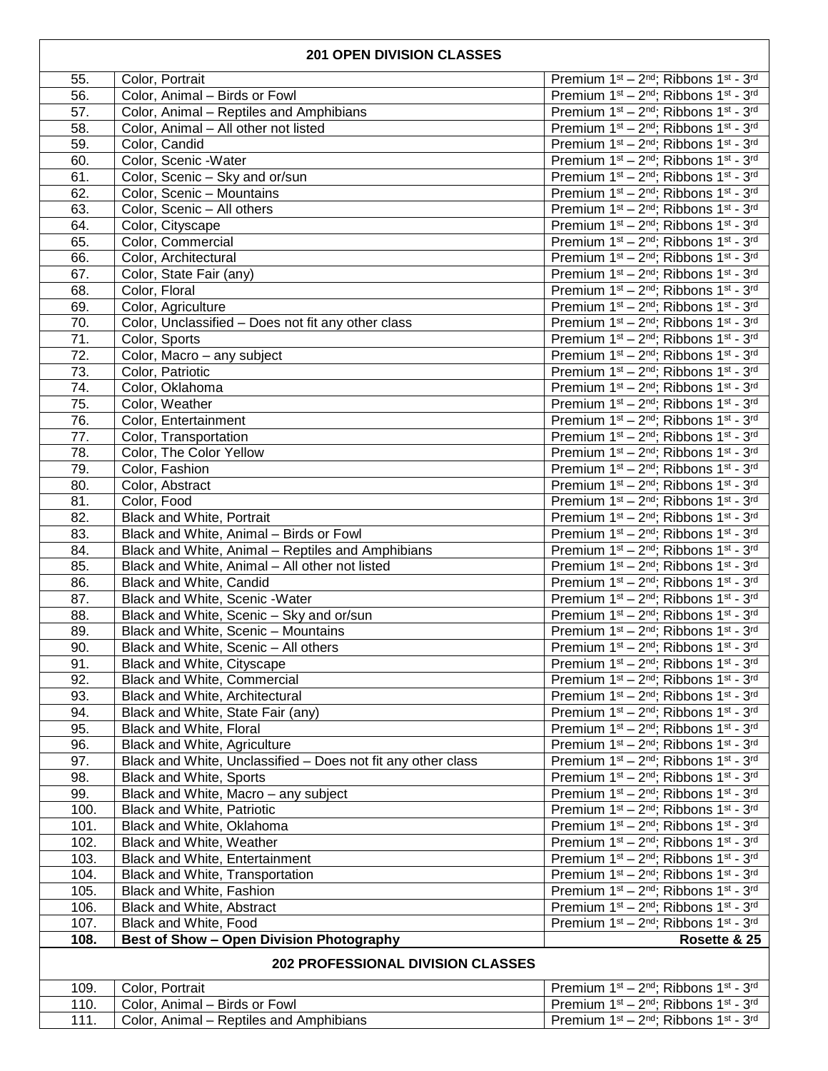| 201 OPEN DIVISION CLASSES | | |
|---|---|---|
| 55. | Color, Portrait | Premium 1st – 2nd; Ribbons 1st - 3rd |
| 56. | Color, Animal – Birds or Fowl | Premium 1st – 2nd; Ribbons 1st - 3rd |
| 57. | Color, Animal – Reptiles and Amphibians | Premium 1st – 2nd; Ribbons 1st - 3rd |
| 58. | Color, Animal – All other not listed | Premium 1st – 2nd; Ribbons 1st - 3rd |
| 59. | Color, Candid | Premium 1st – 2nd; Ribbons 1st - 3rd |
| 60. | Color, Scenic -Water | Premium 1st – 2nd; Ribbons 1st - 3rd |
| 61. | Color, Scenic – Sky and or/sun | Premium 1st – 2nd; Ribbons 1st - 3rd |
| 62. | Color, Scenic – Mountains | Premium 1st – 2nd; Ribbons 1st - 3rd |
| 63. | Color, Scenic – All others | Premium 1st – 2nd; Ribbons 1st - 3rd |
| 64. | Color, Cityscape | Premium 1st – 2nd; Ribbons 1st - 3rd |
| 65. | Color, Commercial | Premium 1st – 2nd; Ribbons 1st - 3rd |
| 66. | Color, Architectural | Premium 1st – 2nd; Ribbons 1st - 3rd |
| 67. | Color, State Fair (any) | Premium 1st – 2nd; Ribbons 1st - 3rd |
| 68. | Color, Floral | Premium 1st – 2nd; Ribbons 1st - 3rd |
| 69. | Color, Agriculture | Premium 1st – 2nd; Ribbons 1st - 3rd |
| 70. | Color, Unclassified – Does not fit any other class | Premium 1st – 2nd; Ribbons 1st - 3rd |
| 71. | Color, Sports | Premium 1st – 2nd; Ribbons 1st - 3rd |
| 72. | Color, Macro – any subject | Premium 1st – 2nd; Ribbons 1st - 3rd |
| 73. | Color, Patriotic | Premium 1st – 2nd; Ribbons 1st - 3rd |
| 74. | Color, Oklahoma | Premium 1st – 2nd; Ribbons 1st - 3rd |
| 75. | Color, Weather | Premium 1st – 2nd; Ribbons 1st - 3rd |
| 76. | Color, Entertainment | Premium 1st – 2nd; Ribbons 1st - 3rd |
| 77. | Color, Transportation | Premium 1st – 2nd; Ribbons 1st - 3rd |
| 78. | Color, The Color Yellow | Premium 1st – 2nd; Ribbons 1st - 3rd |
| 79. | Color, Fashion | Premium 1st – 2nd; Ribbons 1st - 3rd |
| 80. | Color, Abstract | Premium 1st – 2nd; Ribbons 1st - 3rd |
| 81. | Color, Food | Premium 1st – 2nd; Ribbons 1st - 3rd |
| 82. | Black and White, Portrait | Premium 1st – 2nd; Ribbons 1st - 3rd |
| 83. | Black and White, Animal – Birds or Fowl | Premium 1st – 2nd; Ribbons 1st - 3rd |
| 84. | Black and White, Animal – Reptiles and Amphibians | Premium 1st – 2nd; Ribbons 1st - 3rd |
| 85. | Black and White, Animal – All other not listed | Premium 1st – 2nd; Ribbons 1st - 3rd |
| 86. | Black and White, Candid | Premium 1st – 2nd; Ribbons 1st - 3rd |
| 87. | Black and White, Scenic -Water | Premium 1st – 2nd; Ribbons 1st - 3rd |
| 88. | Black and White, Scenic – Sky and or/sun | Premium 1st – 2nd; Ribbons 1st - 3rd |
| 89. | Black and White, Scenic – Mountains | Premium 1st – 2nd; Ribbons 1st - 3rd |
| 90. | Black and White, Scenic – All others | Premium 1st – 2nd; Ribbons 1st - 3rd |
| 91. | Black and White, Cityscape | Premium 1st – 2nd; Ribbons 1st - 3rd |
| 92. | Black and White, Commercial | Premium 1st – 2nd; Ribbons 1st - 3rd |
| 93. | Black and White, Architectural | Premium 1st – 2nd; Ribbons 1st - 3rd |
| 94. | Black and White, State Fair (any) | Premium 1st – 2nd; Ribbons 1st - 3rd |
| 95. | Black and White, Floral | Premium 1st – 2nd; Ribbons 1st - 3rd |
| 96. | Black and White, Agriculture | Premium 1st – 2nd; Ribbons 1st - 3rd |
| 97. | Black and White, Unclassified – Does not fit any other class | Premium 1st – 2nd; Ribbons 1st - 3rd |
| 98. | Black and White, Sports | Premium 1st – 2nd; Ribbons 1st - 3rd |
| 99. | Black and White, Macro – any subject | Premium 1st – 2nd; Ribbons 1st - 3rd |
| 100. | Black and White, Patriotic | Premium 1st – 2nd; Ribbons 1st - 3rd |
| 101. | Black and White, Oklahoma | Premium 1st – 2nd; Ribbons 1st - 3rd |
| 102. | Black and White, Weather | Premium 1st – 2nd; Ribbons 1st - 3rd |
| 103. | Black and White, Entertainment | Premium 1st – 2nd; Ribbons 1st - 3rd |
| 104. | Black and White, Transportation | Premium 1st – 2nd; Ribbons 1st - 3rd |
| 105. | Black and White, Fashion | Premium 1st – 2nd; Ribbons 1st - 3rd |
| 106. | Black and White, Abstract | Premium 1st – 2nd; Ribbons 1st - 3rd |
| 107. | Black and White, Food | Premium 1st – 2nd; Ribbons 1st - 3rd |
| **108.** | **Best of Show – Open Division Photography** | **Rosette & 25** |
| **202 PROFESSIONAL DIVISION CLASSES** | | |
| 109. | Color, Portrait | Premium 1st – 2nd; Ribbons 1st - 3rd |
| 110. | Color, Animal – Birds or Fowl | Premium 1st – 2nd; Ribbons 1st - 3rd |
| 111. | Color, Animal – Reptiles and Amphibians | Premium 1st – 2nd; Ribbons 1st - 3rd |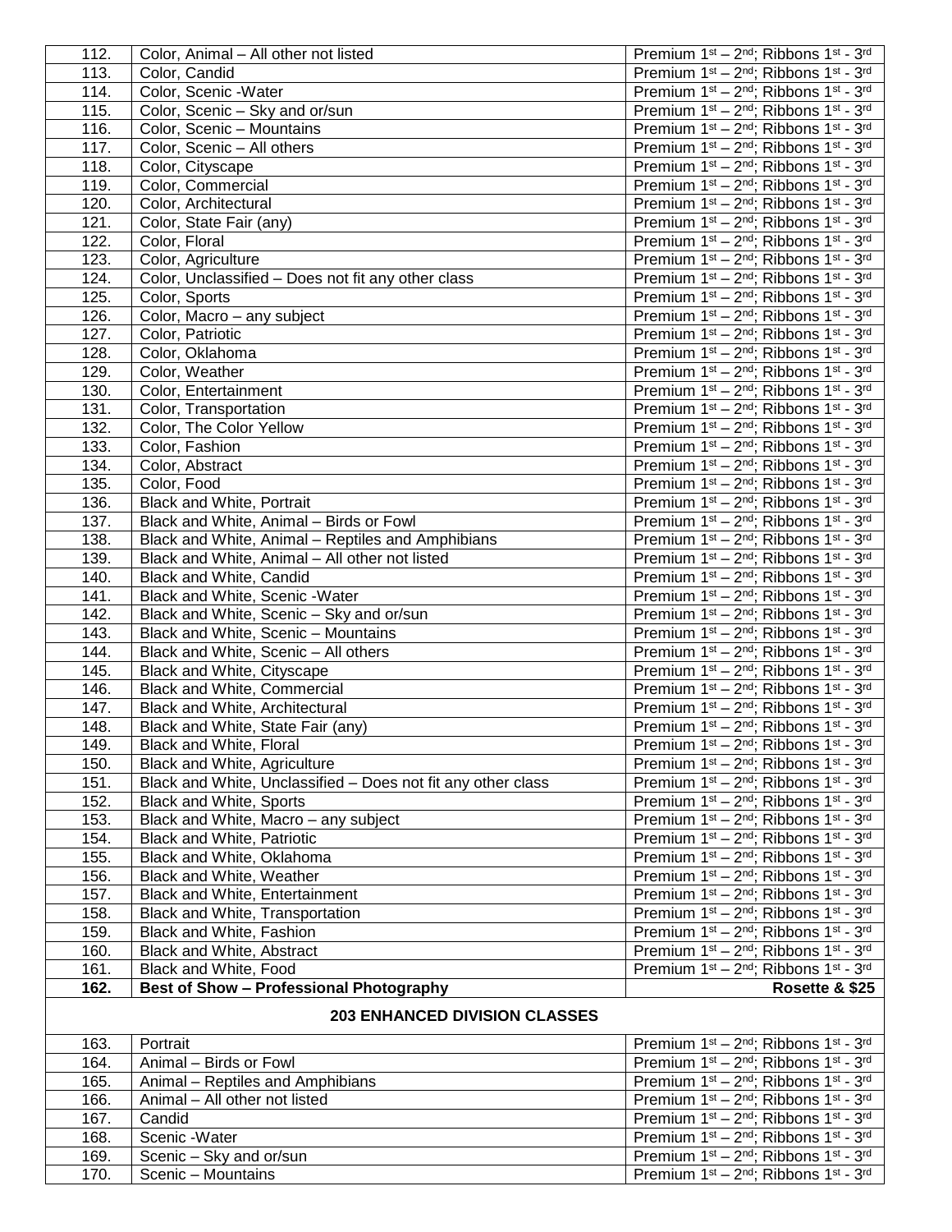| | | |
|---|---|---|
| 112. | Color, Animal – All other not listed | Premium 1st – 2nd; Ribbons 1st - 3rd |
| 113. | Color, Candid | Premium 1st – 2nd; Ribbons 1st - 3rd |
| 114. | Color, Scenic -Water | Premium 1st – 2nd; Ribbons 1st - 3rd |
| 115. | Color, Scenic – Sky and or/sun | Premium 1st – 2nd; Ribbons 1st - 3rd |
| 116. | Color, Scenic – Mountains | Premium 1st – 2nd; Ribbons 1st - 3rd |
| 117. | Color, Scenic – All others | Premium 1st – 2nd; Ribbons 1st - 3rd |
| 118. | Color, Cityscape | Premium 1st – 2nd; Ribbons 1st - 3rd |
| 119. | Color, Commercial | Premium 1st – 2nd; Ribbons 1st - 3rd |
| 120. | Color, Architectural | Premium 1st – 2nd; Ribbons 1st - 3rd |
| 121. | Color, State Fair (any) | Premium 1st – 2nd; Ribbons 1st - 3rd |
| 122. | Color, Floral | Premium 1st – 2nd; Ribbons 1st - 3rd |
| 123. | Color, Agriculture | Premium 1st – 2nd; Ribbons 1st - 3rd |
| 124. | Color, Unclassified – Does not fit any other class | Premium 1st – 2nd; Ribbons 1st - 3rd |
| 125. | Color, Sports | Premium 1st – 2nd; Ribbons 1st - 3rd |
| 126. | Color, Macro – any subject | Premium 1st – 2nd; Ribbons 1st - 3rd |
| 127. | Color, Patriotic | Premium 1st – 2nd; Ribbons 1st - 3rd |
| 128. | Color, Oklahoma | Premium 1st – 2nd; Ribbons 1st - 3rd |
| 129. | Color, Weather | Premium 1st – 2nd; Ribbons 1st - 3rd |
| 130. | Color, Entertainment | Premium 1st – 2nd; Ribbons 1st - 3rd |
| 131. | Color, Transportation | Premium 1st – 2nd; Ribbons 1st - 3rd |
| 132. | Color, The Color Yellow | Premium 1st – 2nd; Ribbons 1st - 3rd |
| 133. | Color, Fashion | Premium 1st – 2nd; Ribbons 1st - 3rd |
| 134. | Color, Abstract | Premium 1st – 2nd; Ribbons 1st - 3rd |
| 135. | Color, Food | Premium 1st – 2nd; Ribbons 1st - 3rd |
| 136. | Black and White, Portrait | Premium 1st – 2nd; Ribbons 1st - 3rd |
| 137. | Black and White, Animal – Birds or Fowl | Premium 1st – 2nd; Ribbons 1st - 3rd |
| 138. | Black and White, Animal – Reptiles and Amphibians | Premium 1st – 2nd; Ribbons 1st - 3rd |
| 139. | Black and White, Animal – All other not listed | Premium 1st – 2nd; Ribbons 1st - 3rd |
| 140. | Black and White, Candid | Premium 1st – 2nd; Ribbons 1st - 3rd |
| 141. | Black and White, Scenic -Water | Premium 1st – 2nd; Ribbons 1st - 3rd |
| 142. | Black and White, Scenic – Sky and or/sun | Premium 1st – 2nd; Ribbons 1st - 3rd |
| 143. | Black and White, Scenic – Mountains | Premium 1st – 2nd; Ribbons 1st - 3rd |
| 144. | Black and White, Scenic – All others | Premium 1st – 2nd; Ribbons 1st - 3rd |
| 145. | Black and White, Cityscape | Premium 1st – 2nd; Ribbons 1st - 3rd |
| 146. | Black and White, Commercial | Premium 1st – 2nd; Ribbons 1st - 3rd |
| 147. | Black and White, Architectural | Premium 1st – 2nd; Ribbons 1st - 3rd |
| 148. | Black and White, State Fair (any) | Premium 1st – 2nd; Ribbons 1st - 3rd |
| 149. | Black and White, Floral | Premium 1st – 2nd; Ribbons 1st - 3rd |
| 150. | Black and White, Agriculture | Premium 1st – 2nd; Ribbons 1st - 3rd |
| 151. | Black and White, Unclassified – Does not fit any other class | Premium 1st – 2nd; Ribbons 1st - 3rd |
| 152. | Black and White, Sports | Premium 1st – 2nd; Ribbons 1st - 3rd |
| 153. | Black and White, Macro – any subject | Premium 1st – 2nd; Ribbons 1st - 3rd |
| 154. | Black and White, Patriotic | Premium 1st – 2nd; Ribbons 1st - 3rd |
| 155. | Black and White, Oklahoma | Premium 1st – 2nd; Ribbons 1st - 3rd |
| 156. | Black and White, Weather | Premium 1st – 2nd; Ribbons 1st - 3rd |
| 157. | Black and White, Entertainment | Premium 1st – 2nd; Ribbons 1st - 3rd |
| 158. | Black and White, Transportation | Premium 1st – 2nd; Ribbons 1st - 3rd |
| 159. | Black and White, Fashion | Premium 1st – 2nd; Ribbons 1st - 3rd |
| 160. | Black and White, Abstract | Premium 1st – 2nd; Ribbons 1st - 3rd |
| 161. | Black and White, Food | Premium 1st – 2nd; Ribbons 1st - 3rd |
| **162.** | **Best of Show – Professional Photography** | **Rosette & $25** |
| | **203 ENHANCED DIVISION CLASSES** | |
| 163. | Portrait | Premium 1st – 2nd; Ribbons 1st - 3rd |
| 164. | Animal – Birds or Fowl | Premium 1st – 2nd; Ribbons 1st - 3rd |
| 165. | Animal – Reptiles and Amphibians | Premium 1st – 2nd; Ribbons 1st - 3rd |
| 166. | Animal – All other not listed | Premium 1st – 2nd; Ribbons 1st - 3rd |
| 167. | Candid | Premium 1st – 2nd; Ribbons 1st - 3rd |
| 168. | Scenic -Water | Premium 1st – 2nd; Ribbons 1st - 3rd |
| 169. | Scenic – Sky and or/sun | Premium 1st – 2nd; Ribbons 1st - 3rd |
| 170. | Scenic – Mountains | Premium 1st – 2nd; Ribbons 1st - 3rd |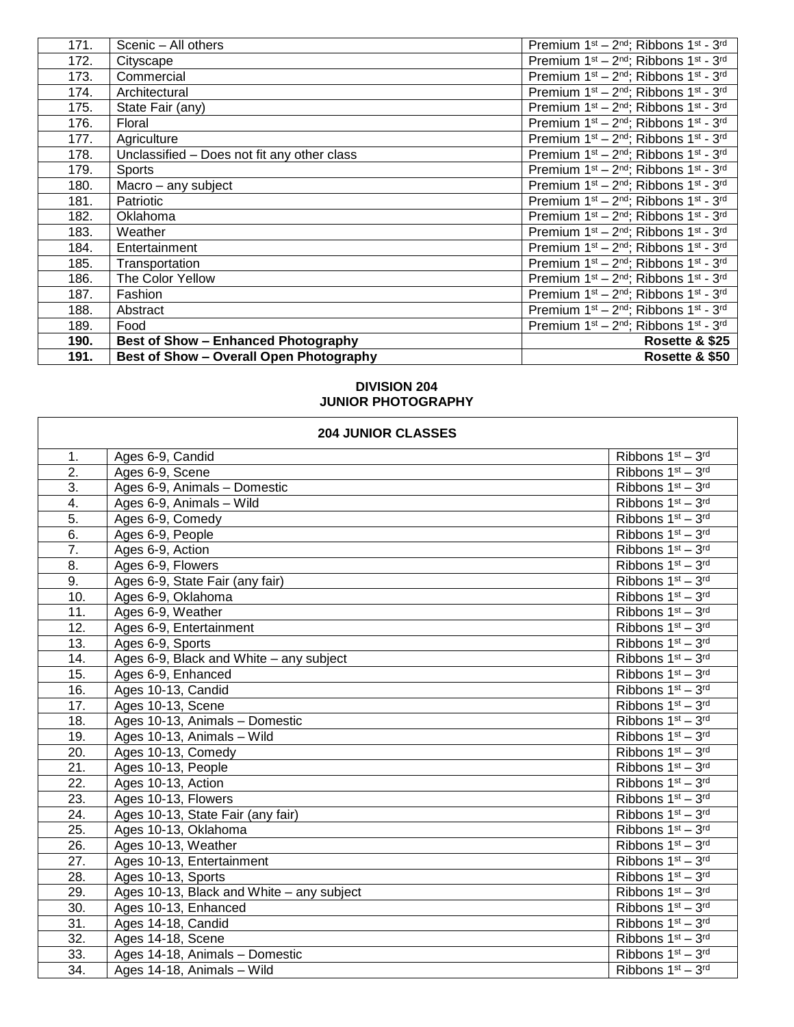| | | |
|---|---|---|
| 171. | Scenic – All others | Premium 1st – 2nd; Ribbons 1st - 3rd |
| 172. | Cityscape | Premium 1st – 2nd; Ribbons 1st - 3rd |
| 173. | Commercial | Premium 1st – 2nd; Ribbons 1st - 3rd |
| 174. | Architectural | Premium 1st – 2nd; Ribbons 1st - 3rd |
| 175. | State Fair (any) | Premium 1st – 2nd; Ribbons 1st - 3rd |
| 176. | Floral | Premium 1st – 2nd; Ribbons 1st - 3rd |
| 177. | Agriculture | Premium 1st – 2nd; Ribbons 1st - 3rd |
| 178. | Unclassified – Does not fit any other class | Premium 1st – 2nd; Ribbons 1st - 3rd |
| 179. | Sports | Premium 1st – 2nd; Ribbons 1st - 3rd |
| 180. | Macro – any subject | Premium 1st – 2nd; Ribbons 1st - 3rd |
| 181. | Patriotic | Premium 1st – 2nd; Ribbons 1st - 3rd |
| 182. | Oklahoma | Premium 1st – 2nd; Ribbons 1st - 3rd |
| 183. | Weather | Premium 1st – 2nd; Ribbons 1st - 3rd |
| 184. | Entertainment | Premium 1st – 2nd; Ribbons 1st - 3rd |
| 185. | Transportation | Premium 1st – 2nd; Ribbons 1st - 3rd |
| 186. | The Color Yellow | Premium 1st – 2nd; Ribbons 1st - 3rd |
| 187. | Fashion | Premium 1st – 2nd; Ribbons 1st - 3rd |
| 188. | Abstract | Premium 1st – 2nd; Ribbons 1st - 3rd |
| 189. | Food | Premium 1st – 2nd; Ribbons 1st - 3rd |
| **190.** | **Best of Show – Enhanced Photography** | **Rosette & $25** |
| **191.** | **Best of Show – Overall Open Photography** | **Rosette & $50** |

**DIVISION 204**
**JUNIOR PHOTOGRAPHY**

| **204 JUNIOR CLASSES** | | |
|---|---|---|
| 1. | Ages 6-9, Candid | Ribbons 1st – 3rd |
| 2. | Ages 6-9, Scene | Ribbons 1st – 3rd |
| 3. | Ages 6-9, Animals – Domestic | Ribbons 1st – 3rd |
| 4. | Ages 6-9, Animals – Wild | Ribbons 1st – 3rd |
| 5. | Ages 6-9, Comedy | Ribbons 1st – 3rd |
| 6. | Ages 6-9, People | Ribbons 1st – 3rd |
| 7. | Ages 6-9, Action | Ribbons 1st – 3rd |
| 8. | Ages 6-9, Flowers | Ribbons 1st – 3rd |
| 9. | Ages 6-9, State Fair (any fair) | Ribbons 1st – 3rd |
| 10. | Ages 6-9, Oklahoma | Ribbons 1st – 3rd |
| 11. | Ages 6-9, Weather | Ribbons 1st – 3rd |
| 12. | Ages 6-9, Entertainment | Ribbons 1st – 3rd |
| 13. | Ages 6-9, Sports | Ribbons 1st – 3rd |
| 14. | Ages 6-9, Black and White – any subject | Ribbons 1st – 3rd |
| 15. | Ages 6-9, Enhanced | Ribbons 1st – 3rd |
| 16. | Ages 10-13, Candid | Ribbons 1st – 3rd |
| 17. | Ages 10-13, Scene | Ribbons 1st – 3rd |
| 18. | Ages 10-13, Animals – Domestic | Ribbons 1st – 3rd |
| 19. | Ages 10-13, Animals – Wild | Ribbons 1st – 3rd |
| 20. | Ages 10-13, Comedy | Ribbons 1st – 3rd |
| 21. | Ages 10-13, People | Ribbons 1st – 3rd |
| 22. | Ages 10-13, Action | Ribbons 1st – 3rd |
| 23. | Ages 10-13, Flowers | Ribbons 1st – 3rd |
| 24. | Ages 10-13, State Fair (any fair) | Ribbons 1st – 3rd |
| 25. | Ages 10-13, Oklahoma | Ribbons 1st – 3rd |
| 26. | Ages 10-13, Weather | Ribbons 1st – 3rd |
| 27. | Ages 10-13, Entertainment | Ribbons 1st – 3rd |
| 28. | Ages 10-13, Sports | Ribbons 1st – 3rd |
| 29. | Ages 10-13, Black and White – any subject | Ribbons 1st – 3rd |
| 30. | Ages 10-13, Enhanced | Ribbons 1st – 3rd |
| 31. | Ages 14-18, Candid | Ribbons 1st – 3rd |
| 32. | Ages 14-18, Scene | Ribbons 1st – 3rd |
| 33. | Ages 14-18, Animals – Domestic | Ribbons 1st – 3rd |
| 34. | Ages 14-18, Animals – Wild | Ribbons 1st – 3rd |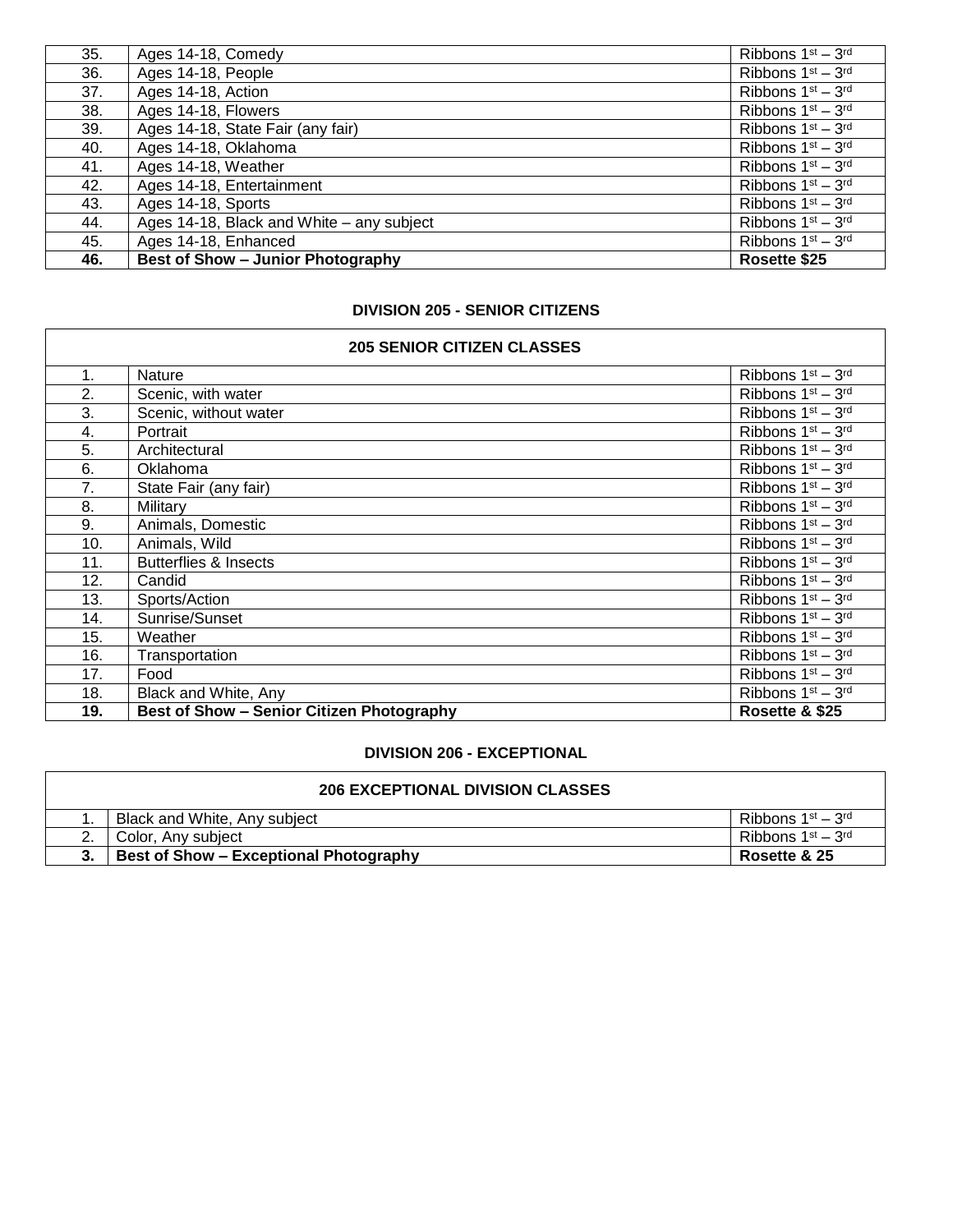| | | |
|---|---|---|
| 35. | Ages 14-18, Comedy | Ribbons 1st – 3rd |
| 36. | Ages 14-18, People | Ribbons 1st – 3rd |
| 37. | Ages 14-18, Action | Ribbons 1st – 3rd |
| 38. | Ages 14-18, Flowers | Ribbons 1st – 3rd |
| 39. | Ages 14-18, State Fair (any fair) | Ribbons 1st – 3rd |
| 40. | Ages 14-18, Oklahoma | Ribbons 1st – 3rd |
| 41. | Ages 14-18, Weather | Ribbons 1st – 3rd |
| 42. | Ages 14-18, Entertainment | Ribbons 1st – 3rd |
| 43. | Ages 14-18, Sports | Ribbons 1st – 3rd |
| 44. | Ages 14-18, Black and White – any subject | Ribbons 1st – 3rd |
| 45. | Ages 14-18, Enhanced | Ribbons 1st – 3rd |
| **46.** | **Best of Show – Junior Photography** | **Rosette $25** |

### DIVISION 205 - SENIOR CITIZENS

| **205 SENIOR CITIZEN CLASSES** | | |
|---|---|---|
| 1. | Nature | Ribbons 1st – 3rd |
| 2. | Scenic, with water | Ribbons 1st – 3rd |
| 3. | Scenic, without water | Ribbons 1st – 3rd |
| 4. | Portrait | Ribbons 1st – 3rd |
| 5. | Architectural | Ribbons 1st – 3rd |
| 6. | Oklahoma | Ribbons 1st – 3rd |
| 7. | State Fair (any fair) | Ribbons 1st – 3rd |
| 8. | Military | Ribbons 1st – 3rd |
| 9. | Animals, Domestic | Ribbons 1st – 3rd |
| 10. | Animals, Wild | Ribbons 1st – 3rd |
| 11. | Butterflies & Insects | Ribbons 1st – 3rd |
| 12. | Candid | Ribbons 1st – 3rd |
| 13. | Sports/Action | Ribbons 1st – 3rd |
| 14. | Sunrise/Sunset | Ribbons 1st – 3rd |
| 15. | Weather | Ribbons 1st – 3rd |
| 16. | Transportation | Ribbons 1st – 3rd |
| 17. | Food | Ribbons 1st – 3rd |
| 18. | Black and White, Any | Ribbons 1st – 3rd |
| **19.** | **Best of Show – Senior Citizen Photography** | **Rosette & $25** |

### DIVISION 206 - EXCEPTIONAL

| **206 EXCEPTIONAL DIVISION CLASSES** | | |
|---|---|---|
| 1. | Black and White, Any subject | Ribbons 1st – 3rd |
| 2. | Color, Any subject | Ribbons 1st – 3rd |
| **3.** | **Best of Show – Exceptional Photography** | **Rosette & 25** |